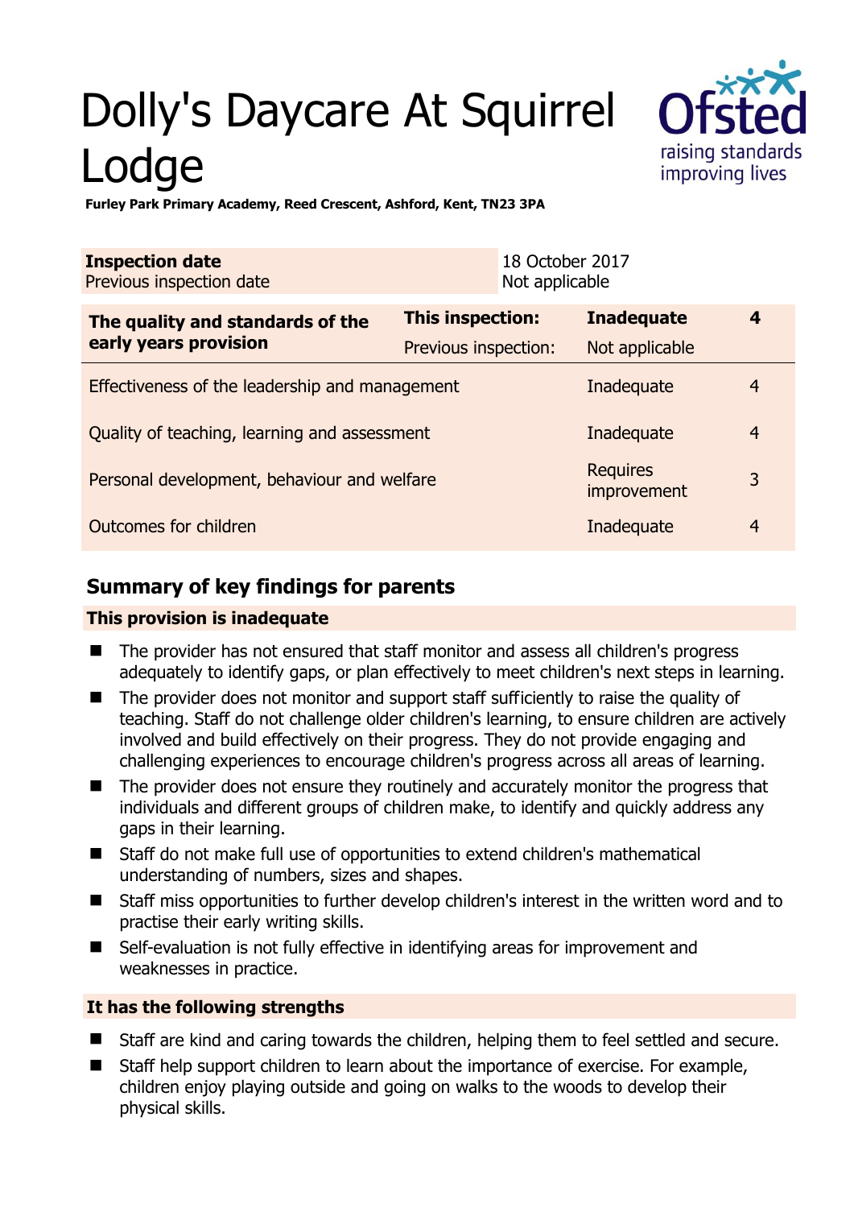# Dolly's Daycare At Squirrel Lodge

**Furley Park Primary Academy, Reed Crescent, Ashford, Kent, TN23 3PA**

| **Inspection date** | 18 October 2017 |
|---|---|
| Previous inspection date | Not applicable |

| **The quality and standards of the early years provision** | **This inspection:** | **Inadequate** | **4** |
|---|---|---|---|
| | Previous inspection: | Not applicable | |
| Effectiveness of the leadership and management | | Inadequate | 4 |
| Quality of teaching, learning and assessment | | Inadequate | 4 |
| Personal development, behaviour and welfare | | Requires improvement | 3 |
| Outcomes for children | | Inadequate | 4 |

## Summary of key findings for parents

### This provision is inadequate

- The provider has not ensured that staff monitor and assess all children's progress adequately to identify gaps, or plan effectively to meet children's next steps in learning.
- The provider does not monitor and support staff sufficiently to raise the quality of teaching. Staff do not challenge older children's learning, to ensure children are actively involved and build effectively on their progress. They do not provide engaging and challenging experiences to encourage children's progress across all areas of learning.
- The provider does not ensure they routinely and accurately monitor the progress that individuals and different groups of children make, to identify and quickly address any gaps in their learning.
- Staff do not make full use of opportunities to extend children's mathematical understanding of numbers, sizes and shapes.
- Staff miss opportunities to further develop children's interest in the written word and to practise their early writing skills.
- Self-evaluation is not fully effective in identifying areas for improvement and weaknesses in practice.

### It has the following strengths

- Staff are kind and caring towards the children, helping them to feel settled and secure.
- Staff help support children to learn about the importance of exercise. For example, children enjoy playing outside and going on walks to the woods to develop their physical skills.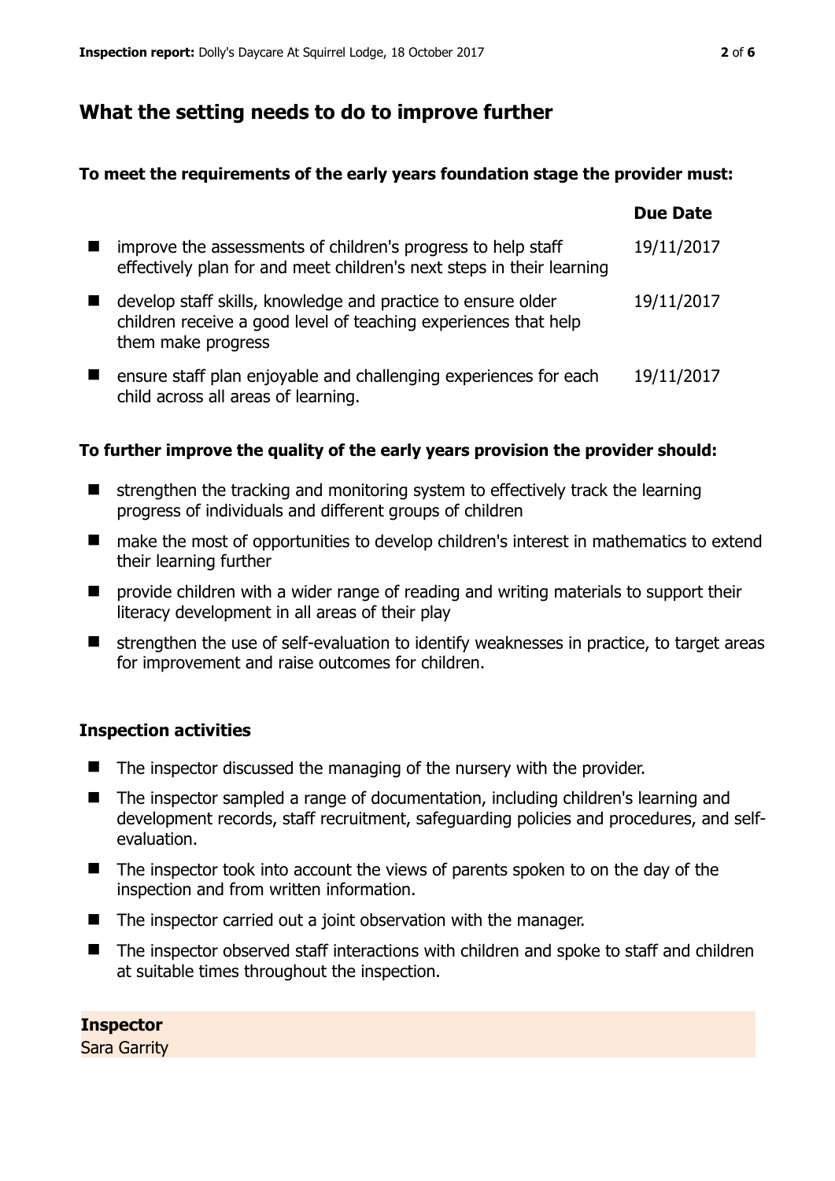## What the setting needs to do to improve further

**To meet the requirements of the early years foundation stage the provider must:**

| | Due Date |
|---|---|
| improve the assessments of children's progress to help staff effectively plan for and meet children's next steps in their learning | 19/11/2017 |
| develop staff skills, knowledge and practice to ensure older children receive a good level of teaching experiences that help them make progress | 19/11/2017 |
| ensure staff plan enjoyable and challenging experiences for each child across all areas of learning. | 19/11/2017 |

**To further improve the quality of the early years provision the provider should:**

- strengthen the tracking and monitoring system to effectively track the learning progress of individuals and different groups of children
- make the most of opportunities to develop children's interest in mathematics to extend their learning further
- provide children with a wider range of reading and writing materials to support their literacy development in all areas of their play
- strengthen the use of self-evaluation to identify weaknesses in practice, to target areas for improvement and raise outcomes for children.

### Inspection activities

- The inspector discussed the managing of the nursery with the provider.
- The inspector sampled a range of documentation, including children's learning and development records, staff recruitment, safeguarding policies and procedures, and self-evaluation.
- The inspector took into account the views of parents spoken to on the day of the inspection and from written information.
- The inspector carried out a joint observation with the manager.
- The inspector observed staff interactions with children and spoke to staff and children at suitable times throughout the inspection.

**Inspector**
Sara Garrity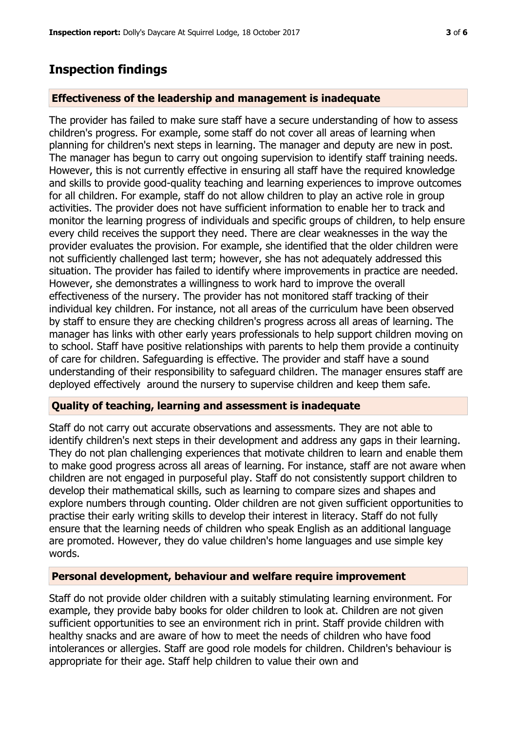## Inspection findings

### Effectiveness of the leadership and management is inadequate

The provider has failed to make sure staff have a secure understanding of how to assess children's progress. For example, some staff do not cover all areas of learning when planning for children's next steps in learning. The manager and deputy are new in post. The manager has begun to carry out ongoing supervision to identify staff training needs. However, this is not currently effective in ensuring all staff have the required knowledge and skills to provide good-quality teaching and learning experiences to improve outcomes for all children. For example, staff do not allow children to play an active role in group activities. The provider does not have sufficient information to enable her to track and monitor the learning progress of individuals and specific groups of children, to help ensure every child receives the support they need. There are clear weaknesses in the way the provider evaluates the provision. For example, she identified that the older children were not sufficiently challenged last term; however, she has not adequately addressed this situation. The provider has failed to identify where improvements in practice are needed. However, she demonstrates a willingness to work hard to improve the overall effectiveness of the nursery. The provider has not monitored staff tracking of their individual key children. For instance, not all areas of the curriculum have been observed by staff to ensure they are checking children's progress across all areas of learning. The manager has links with other early years professionals to help support children moving on to school. Staff have positive relationships with parents to help them provide a continuity of care for children. Safeguarding is effective. The provider and staff have a sound understanding of their responsibility to safeguard children. The manager ensures staff are deployed effectively around the nursery to supervise children and keep them safe.

### Quality of teaching, learning and assessment is inadequate

Staff do not carry out accurate observations and assessments. They are not able to identify children's next steps in their development and address any gaps in their learning. They do not plan challenging experiences that motivate children to learn and enable them to make good progress across all areas of learning. For instance, staff are not aware when children are not engaged in purposeful play. Staff do not consistently support children to develop their mathematical skills, such as learning to compare sizes and shapes and explore numbers through counting. Older children are not given sufficient opportunities to practise their early writing skills to develop their interest in literacy. Staff do not fully ensure that the learning needs of children who speak English as an additional language are promoted. However, they do value children's home languages and use simple key words.

### Personal development, behaviour and welfare require improvement

Staff do not provide older children with a suitably stimulating learning environment. For example, they provide baby books for older children to look at. Children are not given sufficient opportunities to see an environment rich in print. Staff provide children with healthy snacks and are aware of how to meet the needs of children who have food intolerances or allergies. Staff are good role models for children. Children's behaviour is appropriate for their age. Staff help children to value their own and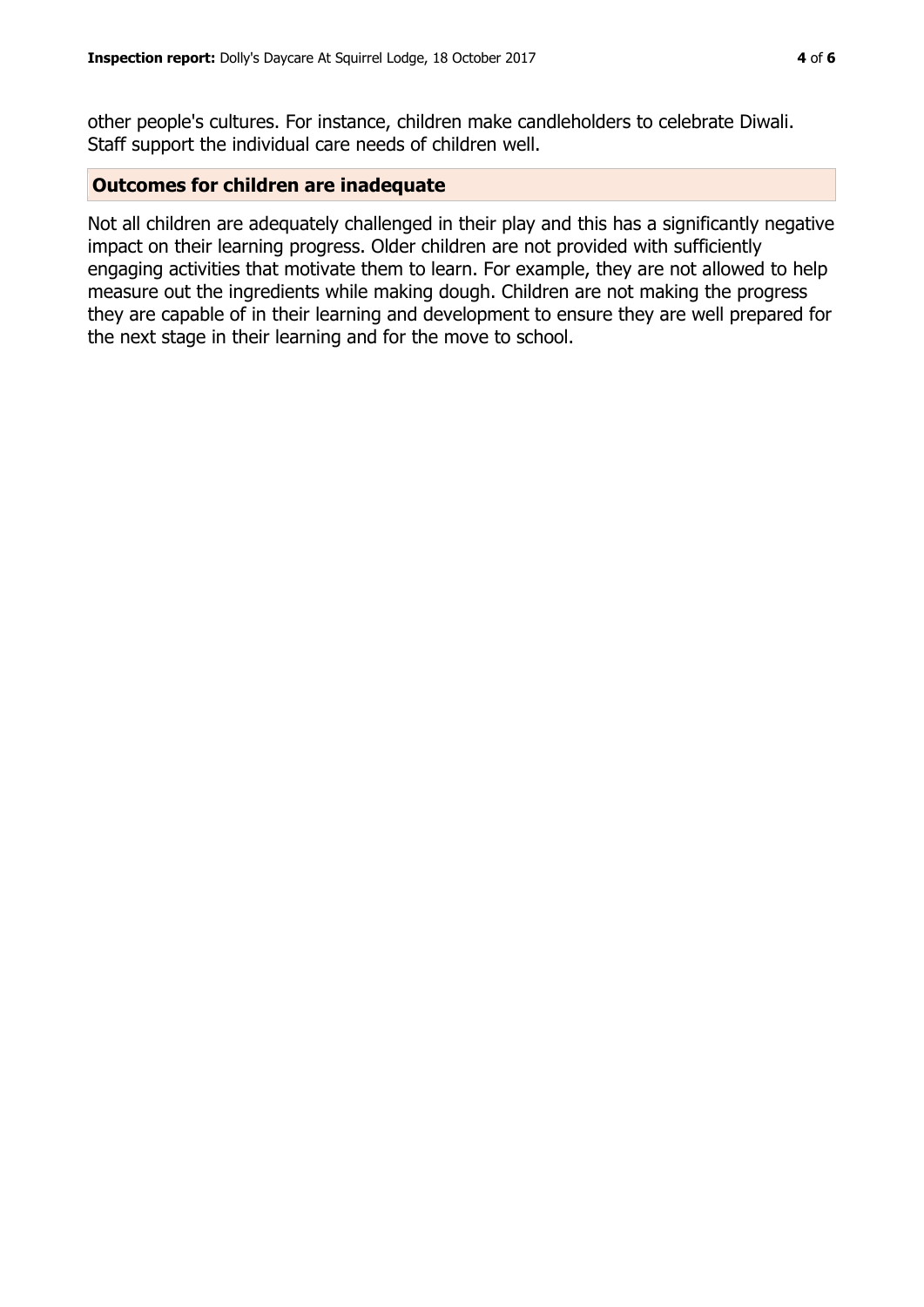other people's cultures. For instance, children make candleholders to celebrate Diwali. Staff support the individual care needs of children well.

## Outcomes for children are inadequate

Not all children are adequately challenged in their play and this has a significantly negative impact on their learning progress. Older children are not provided with sufficiently engaging activities that motivate them to learn. For example, they are not allowed to help measure out the ingredients while making dough. Children are not making the progress they are capable of in their learning and development to ensure they are well prepared for the next stage in their learning and for the move to school.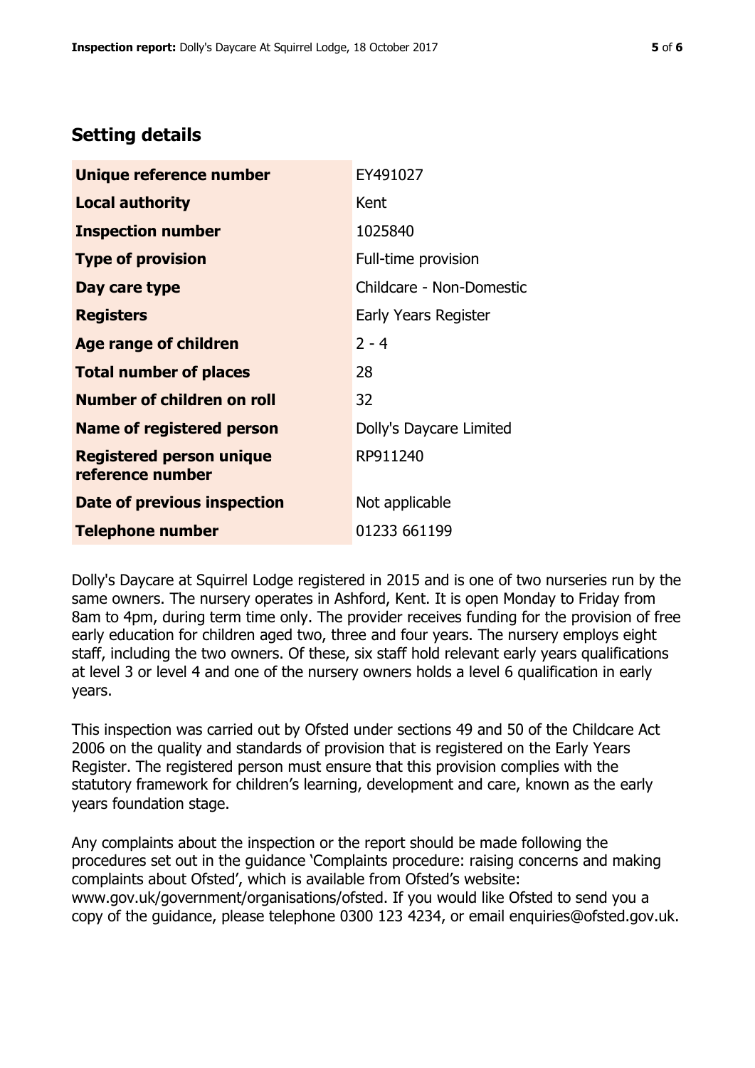## Setting details

| | |
|---|---|
| **Unique reference number** | EY491027 |
| **Local authority** | Kent |
| **Inspection number** | 1025840 |
| **Type of provision** | Full-time provision |
| **Day care type** | Childcare - Non-Domestic |
| **Registers** | Early Years Register |
| **Age range of children** | 2 - 4 |
| **Total number of places** | 28 |
| **Number of children on roll** | 32 |
| **Name of registered person** | Dolly's Daycare Limited |
| **Registered person unique reference number** | RP911240 |
| **Date of previous inspection** | Not applicable |
| **Telephone number** | 01233 661199 |

Dolly's Daycare at Squirrel Lodge registered in 2015 and is one of two nurseries run by the same owners. The nursery operates in Ashford, Kent. It is open Monday to Friday from 8am to 4pm, during term time only. The provider receives funding for the provision of free early education for children aged two, three and four years. The nursery employs eight staff, including the two owners. Of these, six staff hold relevant early years qualifications at level 3 or level 4 and one of the nursery owners holds a level 6 qualification in early years.

This inspection was carried out by Ofsted under sections 49 and 50 of the Childcare Act 2006 on the quality and standards of provision that is registered on the Early Years Register. The registered person must ensure that this provision complies with the statutory framework for children's learning, development and care, known as the early years foundation stage.

Any complaints about the inspection or the report should be made following the procedures set out in the guidance 'Complaints procedure: raising concerns and making complaints about Ofsted', which is available from Ofsted's website: www.gov.uk/government/organisations/ofsted. If you would like Ofsted to send you a copy of the guidance, please telephone 0300 123 4234, or email enquiries@ofsted.gov.uk.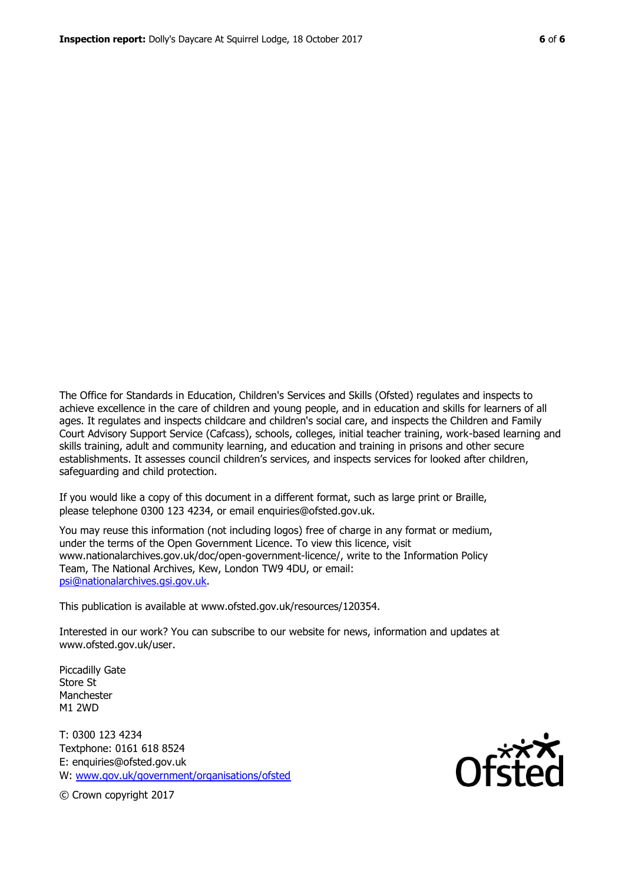The Office for Standards in Education, Children's Services and Skills (Ofsted) regulates and inspects to achieve excellence in the care of children and young people, and in education and skills for learners of all ages. It regulates and inspects childcare and children's social care, and inspects the Children and Family Court Advisory Support Service (Cafcass), schools, colleges, initial teacher training, work-based learning and skills training, adult and community learning, and education and training in prisons and other secure establishments. It assesses council children's services, and inspects services for looked after children, safeguarding and child protection.

If you would like a copy of this document in a different format, such as large print or Braille, please telephone 0300 123 4234, or email enquiries@ofsted.gov.uk.

You may reuse this information (not including logos) free of charge in any format or medium, under the terms of the Open Government Licence. To view this licence, visit www.nationalarchives.gov.uk/doc/open-government-licence/, write to the Information Policy Team, The National Archives, Kew, London TW9 4DU, or email: psi@nationalarchives.gsi.gov.uk.

This publication is available at www.ofsted.gov.uk/resources/120354.

Interested in our work? You can subscribe to our website for news, information and updates at www.ofsted.gov.uk/user.

Piccadilly Gate  
Store St  
Manchester  
M1 2WD

T: 0300 123 4234  
Textphone: 0161 618 8524  
E: enquiries@ofsted.gov.uk  
W: www.gov.uk/government/organisations/ofsted

© Crown copyright 2017